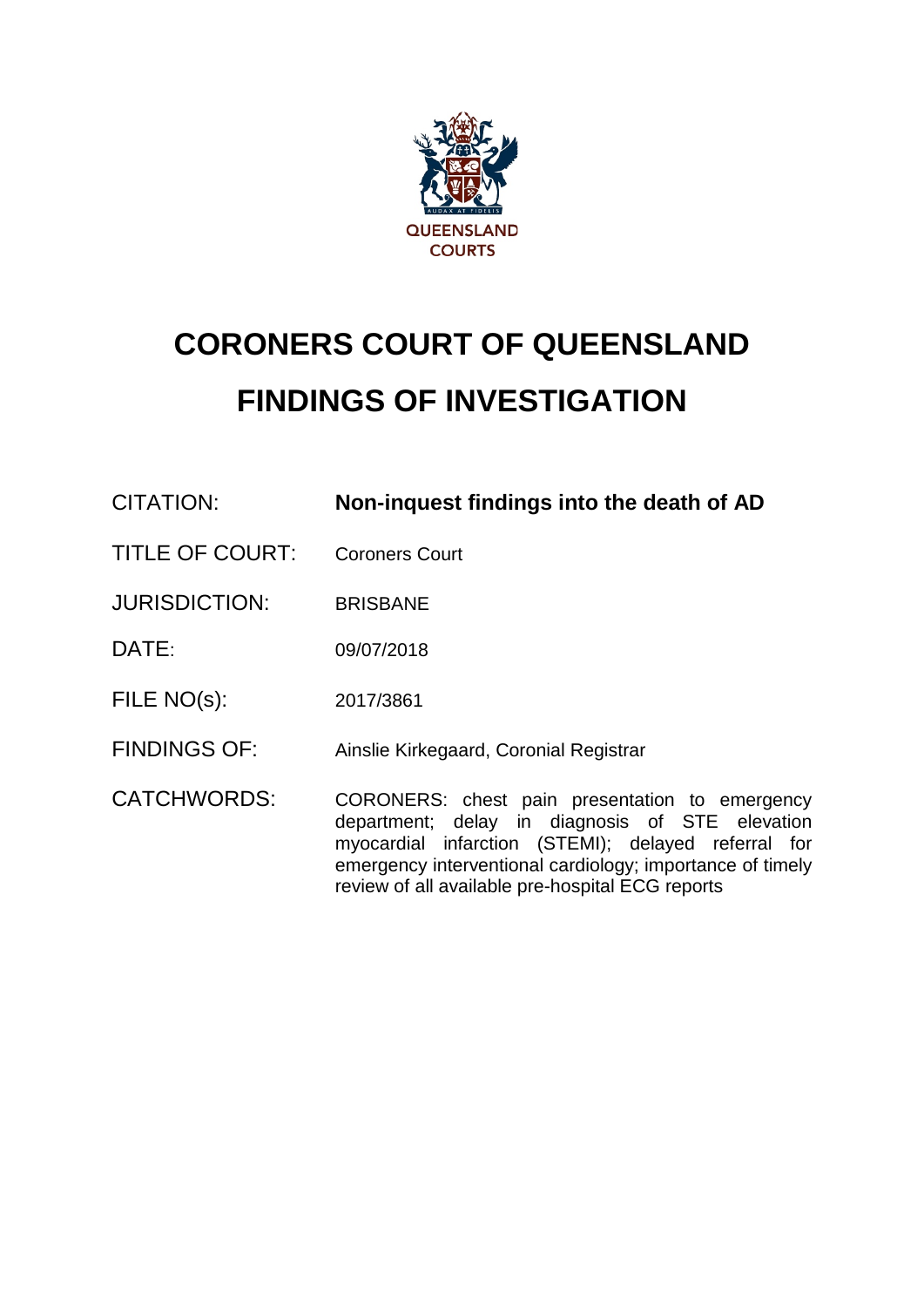QUEENSLAND COURTS

# CORONERS COURT OF QUEENSLAND

# FINDINGS OF INVESTIGATION

| | |
|---|---|
| CITATION: | **Non-inquest findings into the death of AD** |
| TITLE OF COURT: | Coroners Court |
| JURISDICTION: | BRISBANE |
| DATE: | 09/07/2018 |
| FILE NO(s): | 2017/3861 |
| FINDINGS OF: | Ainslie Kirkegaard, Coronial Registrar |
| CATCHWORDS: | CORONERS: chest pain presentation to emergency department; delay in diagnosis of STE elevation myocardial infarction (STEMI); delayed referral for emergency interventional cardiology; importance of timely review of all available pre-hospital ECG reports |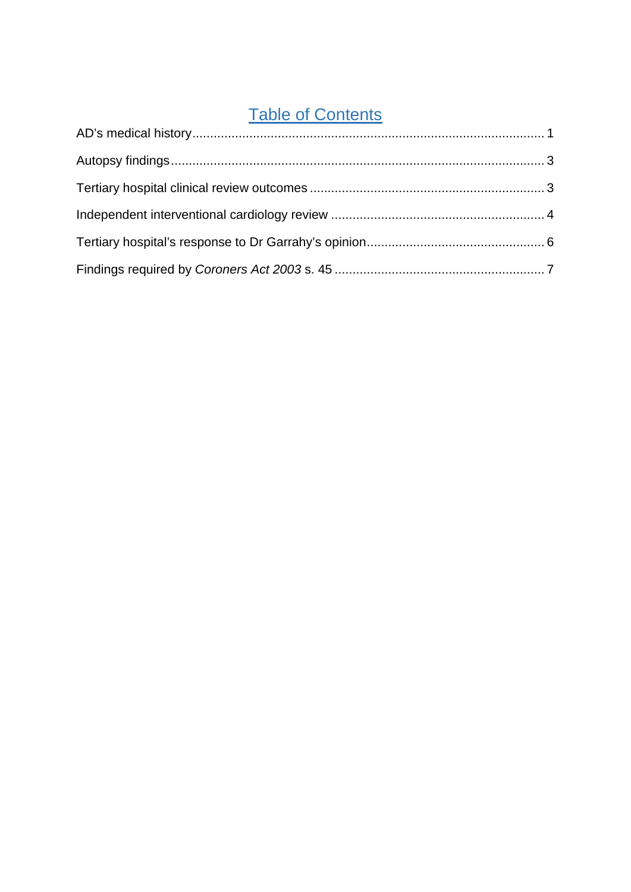# Table of Contents

AD's medical history .......... 1

Autopsy findings .......... 3

Tertiary hospital clinical review outcomes .......... 3

Independent interventional cardiology review .......... 4

Tertiary hospital's response to Dr Garrahy's opinion .......... 6

Findings required by *Coroners Act 2003* s. 45 .......... 7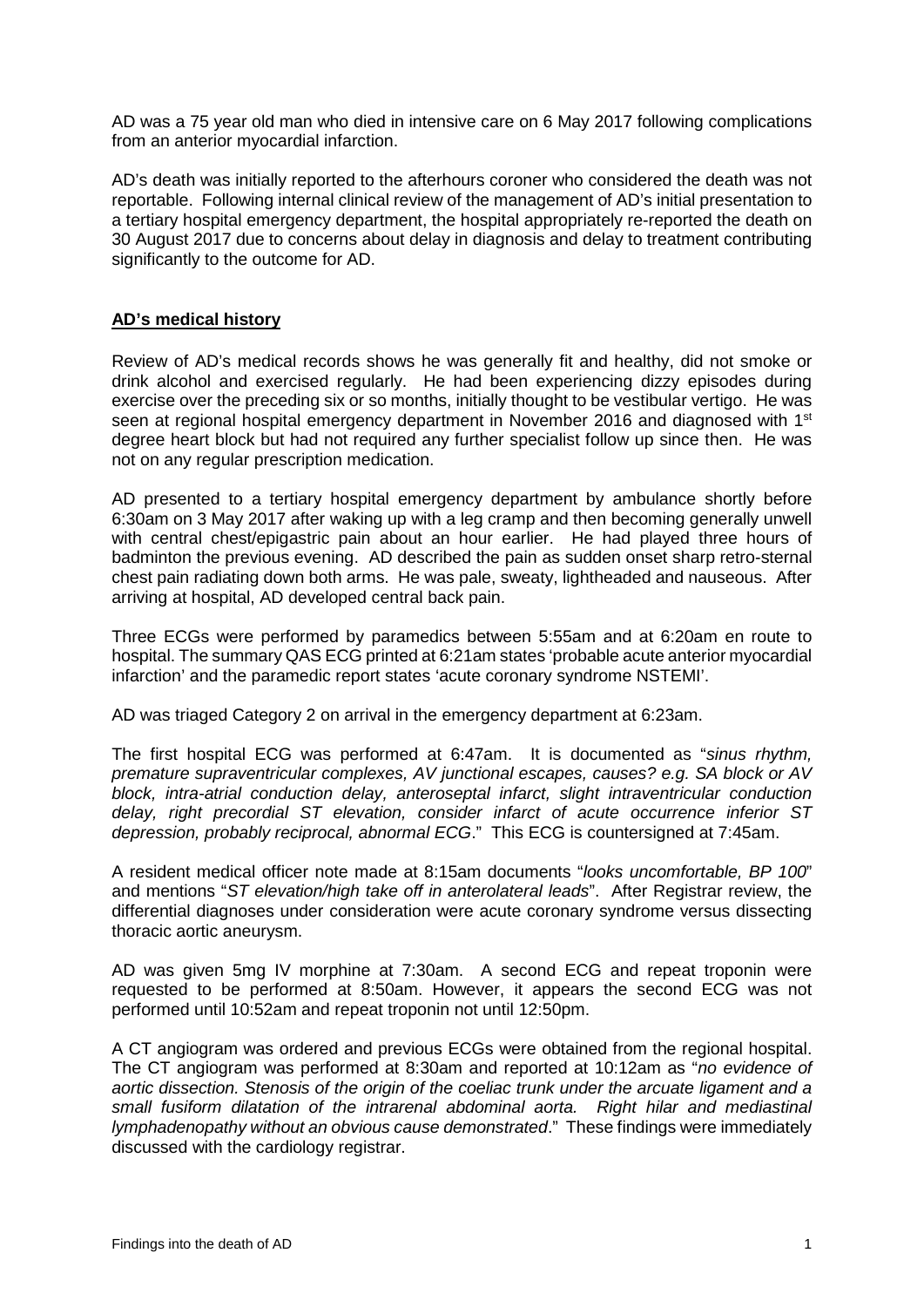AD was a 75 year old man who died in intensive care on 6 May 2017 following complications from an anterior myocardial infarction.

AD's death was initially reported to the afterhours coroner who considered the death was not reportable. Following internal clinical review of the management of AD's initial presentation to a tertiary hospital emergency department, the hospital appropriately re-reported the death on 30 August 2017 due to concerns about delay in diagnosis and delay to treatment contributing significantly to the outcome for AD.

## AD's medical history

Review of AD's medical records shows he was generally fit and healthy, did not smoke or drink alcohol and exercised regularly. He had been experiencing dizzy episodes during exercise over the preceding six or so months, initially thought to be vestibular vertigo. He was seen at regional hospital emergency department in November 2016 and diagnosed with 1st degree heart block but had not required any further specialist follow up since then. He was not on any regular prescription medication.

AD presented to a tertiary hospital emergency department by ambulance shortly before 6:30am on 3 May 2017 after waking up with a leg cramp and then becoming generally unwell with central chest/epigastric pain about an hour earlier. He had played three hours of badminton the previous evening. AD described the pain as sudden onset sharp retro-sternal chest pain radiating down both arms. He was pale, sweaty, lightheaded and nauseous. After arriving at hospital, AD developed central back pain.

Three ECGs were performed by paramedics between 5:55am and at 6:20am en route to hospital. The summary QAS ECG printed at 6:21am states 'probable acute anterior myocardial infarction' and the paramedic report states 'acute coronary syndrome NSTEMI'.

AD was triaged Category 2 on arrival in the emergency department at 6:23am.

The first hospital ECG was performed at 6:47am. It is documented as "*sinus rhythm, premature supraventricular complexes, AV junctional escapes, causes? e.g. SA block or AV block, intra-atrial conduction delay, anteroseptal infarct, slight intraventricular conduction delay, right precordial ST elevation, consider infarct of acute occurrence inferior ST depression, probably reciprocal, abnormal ECG*." This ECG is countersigned at 7:45am.

A resident medical officer note made at 8:15am documents "*looks uncomfortable, BP 100*" and mentions "*ST elevation/high take off in anterolateral leads*". After Registrar review, the differential diagnoses under consideration were acute coronary syndrome versus dissecting thoracic aortic aneurysm.

AD was given 5mg IV morphine at 7:30am. A second ECG and repeat troponin were requested to be performed at 8:50am. However, it appears the second ECG was not performed until 10:52am and repeat troponin not until 12:50pm.

A CT angiogram was ordered and previous ECGs were obtained from the regional hospital. The CT angiogram was performed at 8:30am and reported at 10:12am as "*no evidence of aortic dissection. Stenosis of the origin of the coeliac trunk under the arcuate ligament and a small fusiform dilatation of the intrarenal abdominal aorta. Right hilar and mediastinal lymphadenopathy without an obvious cause demonstrated*." These findings were immediately discussed with the cardiology registrar.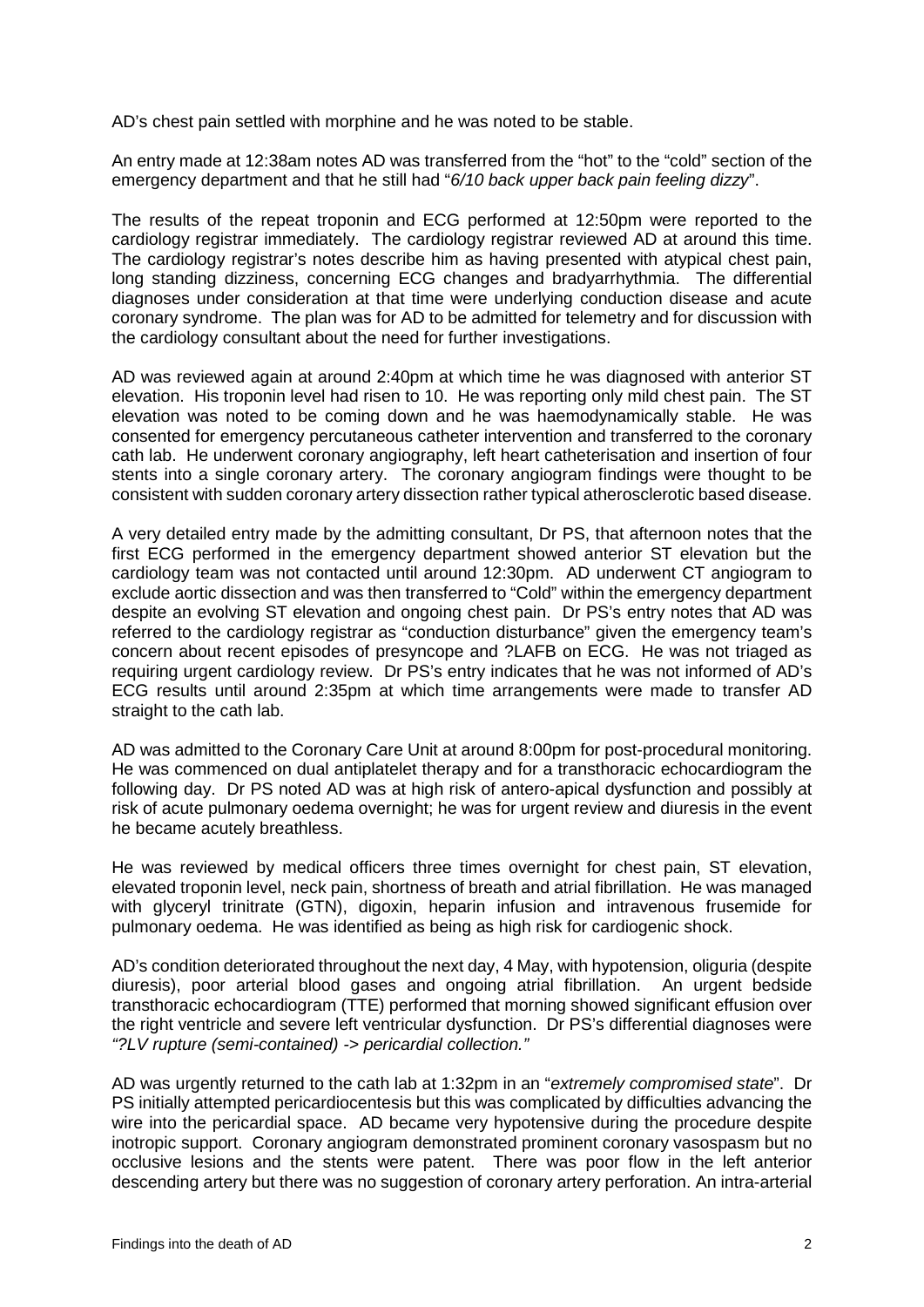AD's chest pain settled with morphine and he was noted to be stable.

An entry made at 12:38am notes AD was transferred from the "hot" to the "cold" section of the emergency department and that he still had "*6/10 back upper back pain feeling dizzy*".

The results of the repeat troponin and ECG performed at 12:50pm were reported to the cardiology registrar immediately. The cardiology registrar reviewed AD at around this time. The cardiology registrar's notes describe him as having presented with atypical chest pain, long standing dizziness, concerning ECG changes and bradyarrhythmia. The differential diagnoses under consideration at that time were underlying conduction disease and acute coronary syndrome. The plan was for AD to be admitted for telemetry and for discussion with the cardiology consultant about the need for further investigations.

AD was reviewed again at around 2:40pm at which time he was diagnosed with anterior ST elevation. His troponin level had risen to 10. He was reporting only mild chest pain. The ST elevation was noted to be coming down and he was haemodynamically stable. He was consented for emergency percutaneous catheter intervention and transferred to the coronary cath lab. He underwent coronary angiography, left heart catheterisation and insertion of four stents into a single coronary artery. The coronary angiogram findings were thought to be consistent with sudden coronary artery dissection rather typical atherosclerotic based disease.

A very detailed entry made by the admitting consultant, Dr PS, that afternoon notes that the first ECG performed in the emergency department showed anterior ST elevation but the cardiology team was not contacted until around 12:30pm. AD underwent CT angiogram to exclude aortic dissection and was then transferred to "Cold" within the emergency department despite an evolving ST elevation and ongoing chest pain. Dr PS's entry notes that AD was referred to the cardiology registrar as "conduction disturbance" given the emergency team's concern about recent episodes of presyncope and ?LAFB on ECG. He was not triaged as requiring urgent cardiology review. Dr PS's entry indicates that he was not informed of AD's ECG results until around 2:35pm at which time arrangements were made to transfer AD straight to the cath lab.

AD was admitted to the Coronary Care Unit at around 8:00pm for post-procedural monitoring. He was commenced on dual antiplatelet therapy and for a transthoracic echocardiogram the following day. Dr PS noted AD was at high risk of antero-apical dysfunction and possibly at risk of acute pulmonary oedema overnight; he was for urgent review and diuresis in the event he became acutely breathless.

He was reviewed by medical officers three times overnight for chest pain, ST elevation, elevated troponin level, neck pain, shortness of breath and atrial fibrillation. He was managed with glyceryl trinitrate (GTN), digoxin, heparin infusion and intravenous frusemide for pulmonary oedema. He was identified as being as high risk for cardiogenic shock.

AD's condition deteriorated throughout the next day, 4 May, with hypotension, oliguria (despite diuresis), poor arterial blood gases and ongoing atrial fibrillation. An urgent bedside transthoracic echocardiogram (TTE) performed that morning showed significant effusion over the right ventricle and severe left ventricular dysfunction. Dr PS's differential diagnoses were *"?LV rupture (semi-contained) -> pericardial collection."*

AD was urgently returned to the cath lab at 1:32pm in an "*extremely compromised state*". Dr PS initially attempted pericardiocentesis but this was complicated by difficulties advancing the wire into the pericardial space. AD became very hypotensive during the procedure despite inotropic support. Coronary angiogram demonstrated prominent coronary vasospasm but no occlusive lesions and the stents were patent. There was poor flow in the left anterior descending artery but there was no suggestion of coronary artery perforation. An intra-arterial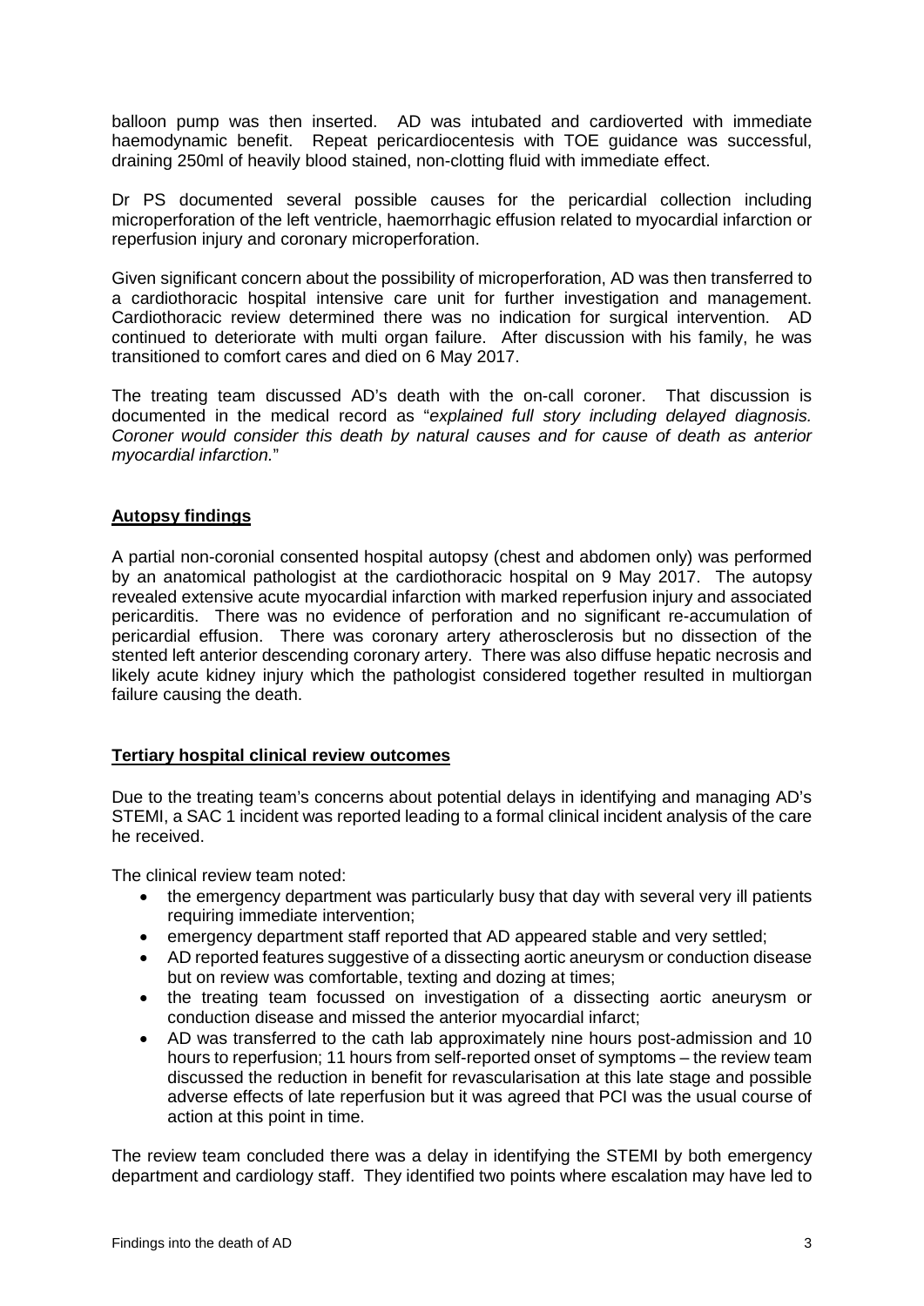balloon pump was then inserted. AD was intubated and cardioverted with immediate haemodynamic benefit. Repeat pericardiocentesis with TOE guidance was successful, draining 250ml of heavily blood stained, non-clotting fluid with immediate effect.

Dr PS documented several possible causes for the pericardial collection including microperforation of the left ventricle, haemorrhagic effusion related to myocardial infarction or reperfusion injury and coronary microperforation.

Given significant concern about the possibility of microperforation, AD was then transferred to a cardiothoracic hospital intensive care unit for further investigation and management. Cardiothoracic review determined there was no indication for surgical intervention. AD continued to deteriorate with multi organ failure. After discussion with his family, he was transitioned to comfort cares and died on 6 May 2017.

The treating team discussed AD's death with the on-call coroner. That discussion is documented in the medical record as "*explained full story including delayed diagnosis. Coroner would consider this death by natural causes and for cause of death as anterior myocardial infarction.*"

## Autopsy findings

A partial non-coronial consented hospital autopsy (chest and abdomen only) was performed by an anatomical pathologist at the cardiothoracic hospital on 9 May 2017. The autopsy revealed extensive acute myocardial infarction with marked reperfusion injury and associated pericarditis. There was no evidence of perforation and no significant re-accumulation of pericardial effusion. There was coronary artery atherosclerosis but no dissection of the stented left anterior descending coronary artery. There was also diffuse hepatic necrosis and likely acute kidney injury which the pathologist considered together resulted in multiorgan failure causing the death.

## Tertiary hospital clinical review outcomes

Due to the treating team's concerns about potential delays in identifying and managing AD's STEMI, a SAC 1 incident was reported leading to a formal clinical incident analysis of the care he received.

The clinical review team noted:

- the emergency department was particularly busy that day with several very ill patients requiring immediate intervention;
- emergency department staff reported that AD appeared stable and very settled;
- AD reported features suggestive of a dissecting aortic aneurysm or conduction disease but on review was comfortable, texting and dozing at times;
- the treating team focussed on investigation of a dissecting aortic aneurysm or conduction disease and missed the anterior myocardial infarct;
- AD was transferred to the cath lab approximately nine hours post-admission and 10 hours to reperfusion; 11 hours from self-reported onset of symptoms – the review team discussed the reduction in benefit for revascularisation at this late stage and possible adverse effects of late reperfusion but it was agreed that PCI was the usual course of action at this point in time.

The review team concluded there was a delay in identifying the STEMI by both emergency department and cardiology staff. They identified two points where escalation may have led to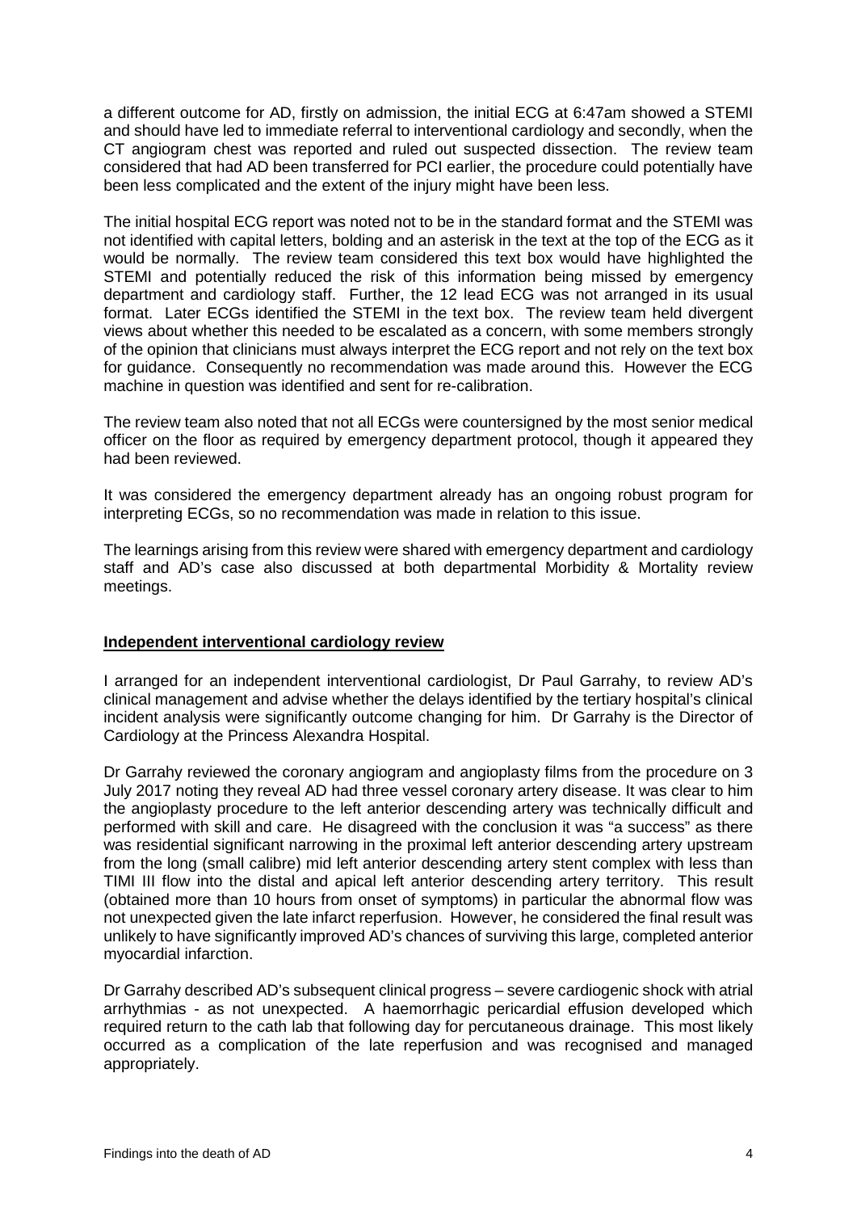a different outcome for AD, firstly on admission, the initial ECG at 6:47am showed a STEMI and should have led to immediate referral to interventional cardiology and secondly, when the CT angiogram chest was reported and ruled out suspected dissection. The review team considered that had AD been transferred for PCI earlier, the procedure could potentially have been less complicated and the extent of the injury might have been less.

The initial hospital ECG report was noted not to be in the standard format and the STEMI was not identified with capital letters, bolding and an asterisk in the text at the top of the ECG as it would be normally. The review team considered this text box would have highlighted the STEMI and potentially reduced the risk of this information being missed by emergency department and cardiology staff. Further, the 12 lead ECG was not arranged in its usual format. Later ECGs identified the STEMI in the text box. The review team held divergent views about whether this needed to be escalated as a concern, with some members strongly of the opinion that clinicians must always interpret the ECG report and not rely on the text box for guidance. Consequently no recommendation was made around this. However the ECG machine in question was identified and sent for re-calibration.

The review team also noted that not all ECGs were countersigned by the most senior medical officer on the floor as required by emergency department protocol, though it appeared they had been reviewed.

It was considered the emergency department already has an ongoing robust program for interpreting ECGs, so no recommendation was made in relation to this issue.

The learnings arising from this review were shared with emergency department and cardiology staff and AD's case also discussed at both departmental Morbidity & Mortality review meetings.

## Independent interventional cardiology review

I arranged for an independent interventional cardiologist, Dr Paul Garrahy, to review AD's clinical management and advise whether the delays identified by the tertiary hospital's clinical incident analysis were significantly outcome changing for him. Dr Garrahy is the Director of Cardiology at the Princess Alexandra Hospital.

Dr Garrahy reviewed the coronary angiogram and angioplasty films from the procedure on 3 July 2017 noting they reveal AD had three vessel coronary artery disease. It was clear to him the angioplasty procedure to the left anterior descending artery was technically difficult and performed with skill and care. He disagreed with the conclusion it was "a success" as there was residential significant narrowing in the proximal left anterior descending artery upstream from the long (small calibre) mid left anterior descending artery stent complex with less than TIMI III flow into the distal and apical left anterior descending artery territory. This result (obtained more than 10 hours from onset of symptoms) in particular the abnormal flow was not unexpected given the late infarct reperfusion. However, he considered the final result was unlikely to have significantly improved AD's chances of surviving this large, completed anterior myocardial infarction.

Dr Garrahy described AD's subsequent clinical progress – severe cardiogenic shock with atrial arrhythmias - as not unexpected. A haemorrhagic pericardial effusion developed which required return to the cath lab that following day for percutaneous drainage. This most likely occurred as a complication of the late reperfusion and was recognised and managed appropriately.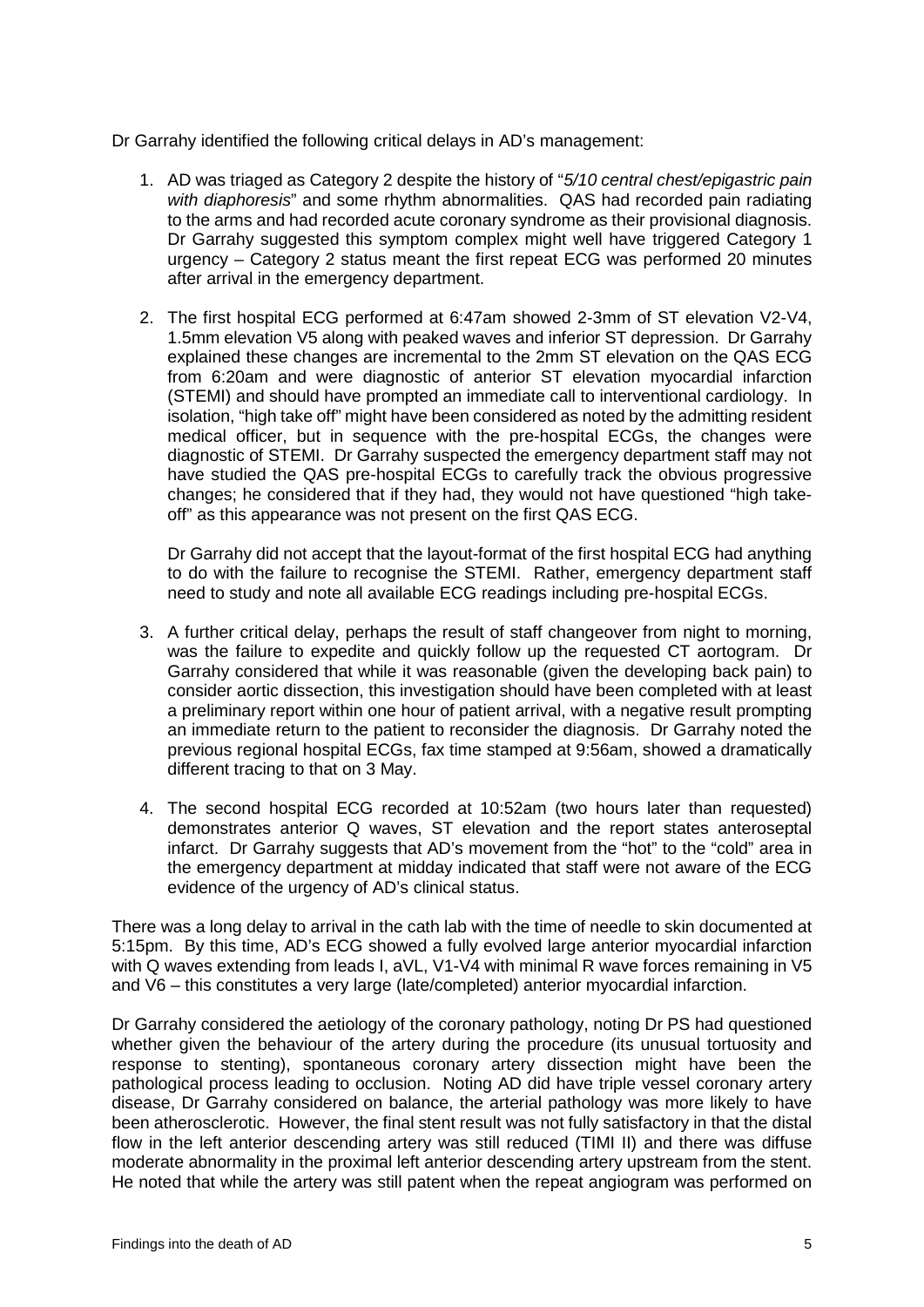Dr Garrahy identified the following critical delays in AD's management:

1. AD was triaged as Category 2 despite the history of "*5/10 central chest/epigastric pain with diaphoresis*" and some rhythm abnormalities. QAS had recorded pain radiating to the arms and had recorded acute coronary syndrome as their provisional diagnosis. Dr Garrahy suggested this symptom complex might well have triggered Category 1 urgency – Category 2 status meant the first repeat ECG was performed 20 minutes after arrival in the emergency department.

2. The first hospital ECG performed at 6:47am showed 2-3mm of ST elevation V2-V4, 1.5mm elevation V5 along with peaked waves and inferior ST depression. Dr Garrahy explained these changes are incremental to the 2mm ST elevation on the QAS ECG from 6:20am and were diagnostic of anterior ST elevation myocardial infarction (STEMI) and should have prompted an immediate call to interventional cardiology. In isolation, "high take off" might have been considered as noted by the admitting resident medical officer, but in sequence with the pre-hospital ECGs, the changes were diagnostic of STEMI. Dr Garrahy suspected the emergency department staff may not have studied the QAS pre-hospital ECGs to carefully track the obvious progressive changes; he considered that if they had, they would not have questioned "high take-off" as this appearance was not present on the first QAS ECG.

   Dr Garrahy did not accept that the layout-format of the first hospital ECG had anything to do with the failure to recognise the STEMI. Rather, emergency department staff need to study and note all available ECG readings including pre-hospital ECGs.

3. A further critical delay, perhaps the result of staff changeover from night to morning, was the failure to expedite and quickly follow up the requested CT aortogram. Dr Garrahy considered that while it was reasonable (given the developing back pain) to consider aortic dissection, this investigation should have been completed with at least a preliminary report within one hour of patient arrival, with a negative result prompting an immediate return to the patient to reconsider the diagnosis. Dr Garrahy noted the previous regional hospital ECGs, fax time stamped at 9:56am, showed a dramatically different tracing to that on 3 May.

4. The second hospital ECG recorded at 10:52am (two hours later than requested) demonstrates anterior Q waves, ST elevation and the report states anteroseptal infarct. Dr Garrahy suggests that AD's movement from the "hot" to the "cold" area in the emergency department at midday indicated that staff were not aware of the ECG evidence of the urgency of AD's clinical status.

There was a long delay to arrival in the cath lab with the time of needle to skin documented at 5:15pm. By this time, AD's ECG showed a fully evolved large anterior myocardial infarction with Q waves extending from leads I, aVL, V1-V4 with minimal R wave forces remaining in V5 and V6 – this constitutes a very large (late/completed) anterior myocardial infarction.

Dr Garrahy considered the aetiology of the coronary pathology, noting Dr PS had questioned whether given the behaviour of the artery during the procedure (its unusual tortuosity and response to stenting), spontaneous coronary artery dissection might have been the pathological process leading to occlusion. Noting AD did have triple vessel coronary artery disease, Dr Garrahy considered on balance, the arterial pathology was more likely to have been atherosclerotic. However, the final stent result was not fully satisfactory in that the distal flow in the left anterior descending artery was still reduced (TIMI II) and there was diffuse moderate abnormality in the proximal left anterior descending artery upstream from the stent. He noted that while the artery was still patent when the repeat angiogram was performed on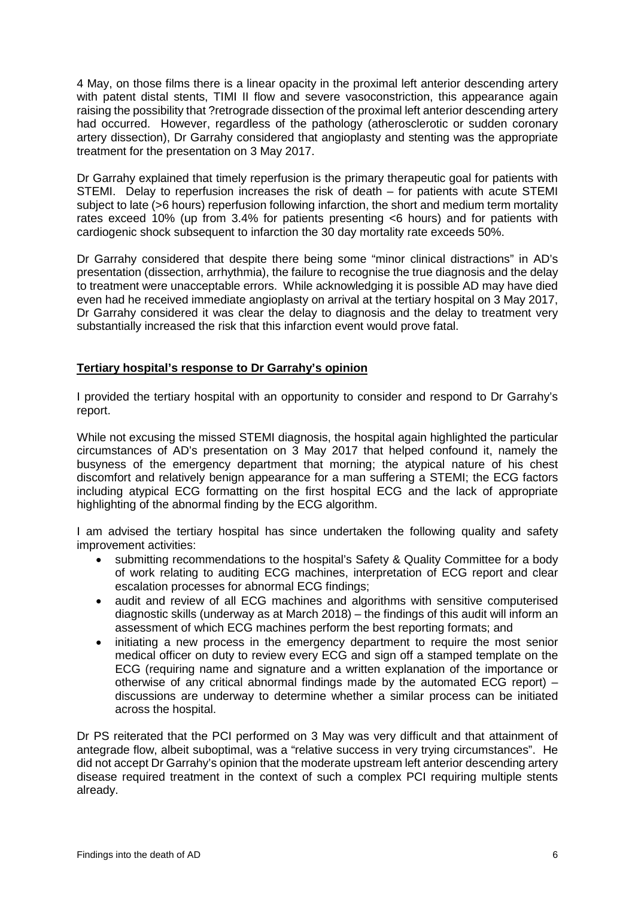4 May, on those films there is a linear opacity in the proximal left anterior descending artery with patent distal stents, TIMI II flow and severe vasoconstriction, this appearance again raising the possibility that ?retrograde dissection of the proximal left anterior descending artery had occurred. However, regardless of the pathology (atherosclerotic or sudden coronary artery dissection), Dr Garrahy considered that angioplasty and stenting was the appropriate treatment for the presentation on 3 May 2017.

Dr Garrahy explained that timely reperfusion is the primary therapeutic goal for patients with STEMI. Delay to reperfusion increases the risk of death – for patients with acute STEMI subject to late (>6 hours) reperfusion following infarction, the short and medium term mortality rates exceed 10% (up from 3.4% for patients presenting <6 hours) and for patients with cardiogenic shock subsequent to infarction the 30 day mortality rate exceeds 50%.

Dr Garrahy considered that despite there being some "minor clinical distractions" in AD's presentation (dissection, arrhythmia), the failure to recognise the true diagnosis and the delay to treatment were unacceptable errors. While acknowledging it is possible AD may have died even had he received immediate angioplasty on arrival at the tertiary hospital on 3 May 2017, Dr Garrahy considered it was clear the delay to diagnosis and the delay to treatment very substantially increased the risk that this infarction event would prove fatal.

**Tertiary hospital's response to Dr Garrahy's opinion**

I provided the tertiary hospital with an opportunity to consider and respond to Dr Garrahy's report.

While not excusing the missed STEMI diagnosis, the hospital again highlighted the particular circumstances of AD's presentation on 3 May 2017 that helped confound it, namely the busyness of the emergency department that morning; the atypical nature of his chest discomfort and relatively benign appearance for a man suffering a STEMI; the ECG factors including atypical ECG formatting on the first hospital ECG and the lack of appropriate highlighting of the abnormal finding by the ECG algorithm.

I am advised the tertiary hospital has since undertaken the following quality and safety improvement activities:

- submitting recommendations to the hospital's Safety & Quality Committee for a body of work relating to auditing ECG machines, interpretation of ECG report and clear escalation processes for abnormal ECG findings;
- audit and review of all ECG machines and algorithms with sensitive computerised diagnostic skills (underway as at March 2018) – the findings of this audit will inform an assessment of which ECG machines perform the best reporting formats; and
- initiating a new process in the emergency department to require the most senior medical officer on duty to review every ECG and sign off a stamped template on the ECG (requiring name and signature and a written explanation of the importance or otherwise of any critical abnormal findings made by the automated ECG report) – discussions are underway to determine whether a similar process can be initiated across the hospital.

Dr PS reiterated that the PCI performed on 3 May was very difficult and that attainment of antegrade flow, albeit suboptimal, was a "relative success in very trying circumstances". He did not accept Dr Garrahy's opinion that the moderate upstream left anterior descending artery disease required treatment in the context of such a complex PCI requiring multiple stents already.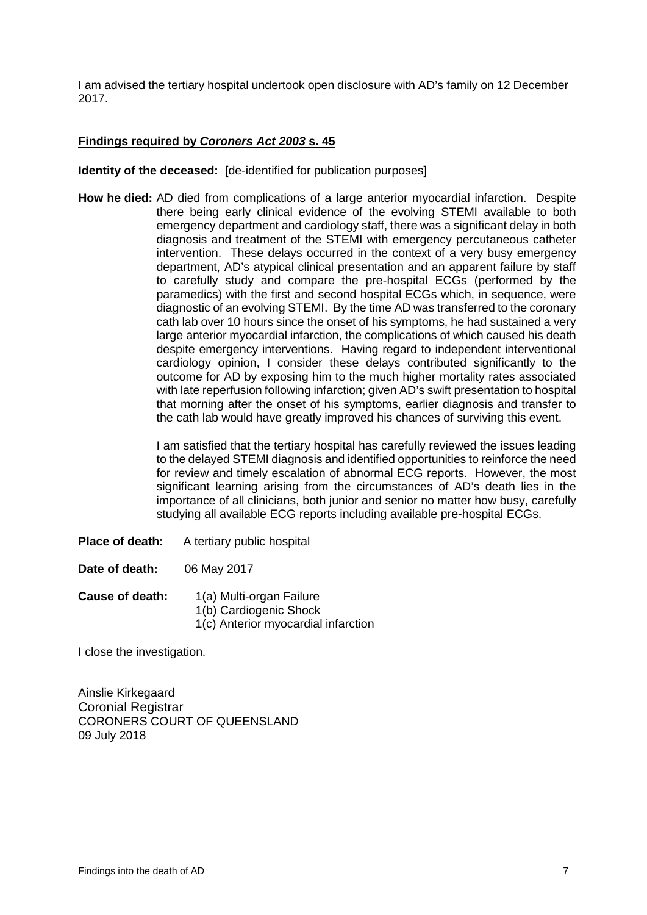I am advised the tertiary hospital undertook open disclosure with AD's family on 12 December 2017.

## Findings required by *Coroners Act 2003* s. 45

**Identity of the deceased:** [de-identified for publication purposes]

**How he died:** AD died from complications of a large anterior myocardial infarction. Despite there being early clinical evidence of the evolving STEMI available to both emergency department and cardiology staff, there was a significant delay in both diagnosis and treatment of the STEMI with emergency percutaneous catheter intervention. These delays occurred in the context of a very busy emergency department, AD's atypical clinical presentation and an apparent failure by staff to carefully study and compare the pre-hospital ECGs (performed by the paramedics) with the first and second hospital ECGs which, in sequence, were diagnostic of an evolving STEMI. By the time AD was transferred to the coronary cath lab over 10 hours since the onset of his symptoms, he had sustained a very large anterior myocardial infarction, the complications of which caused his death despite emergency interventions. Having regard to independent interventional cardiology opinion, I consider these delays contributed significantly to the outcome for AD by exposing him to the much higher mortality rates associated with late reperfusion following infarction; given AD's swift presentation to hospital that morning after the onset of his symptoms, earlier diagnosis and transfer to the cath lab would have greatly improved his chances of surviving this event.

I am satisfied that the tertiary hospital has carefully reviewed the issues leading to the delayed STEMI diagnosis and identified opportunities to reinforce the need for review and timely escalation of abnormal ECG reports. However, the most significant learning arising from the circumstances of AD's death lies in the importance of all clinicians, both junior and senior no matter how busy, carefully studying all available ECG reports including available pre-hospital ECGs.

**Place of death:** A tertiary public hospital

**Date of death:** 06 May 2017

**Cause of death:** 1(a) Multi-organ Failure
1(b) Cardiogenic Shock
1(c) Anterior myocardial infarction

I close the investigation.

Ainslie Kirkegaard
Coronial Registrar
CORONERS COURT OF QUEENSLAND
09 July 2018